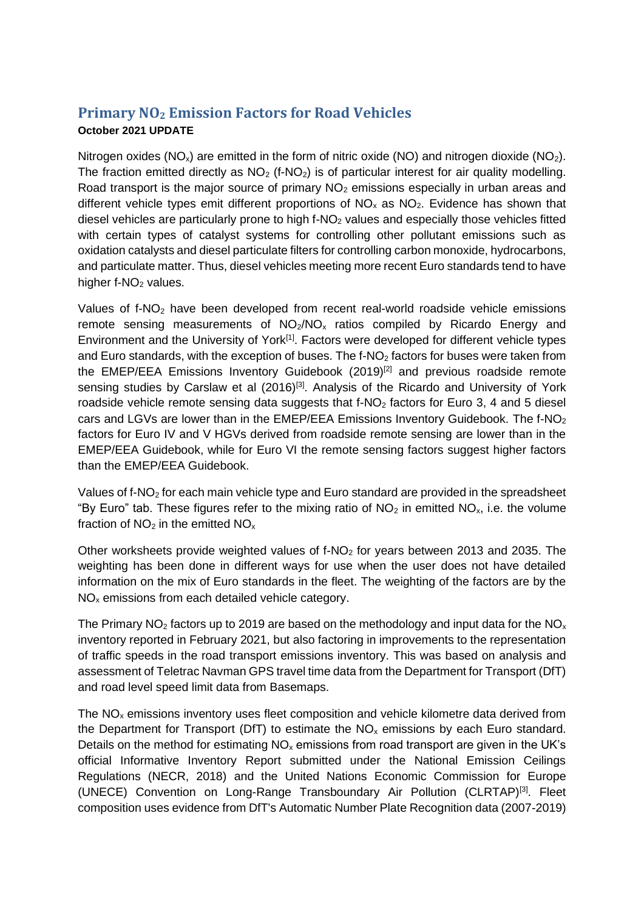# Primary $NO_2$ Emission Factors for Road Vehicles

**October 2021 UPDATE**

Nitrogen oxides ($NO_x$) are emitted in the form of nitric oxide (NO) and nitrogen dioxide ($NO_2$). The fraction emitted directly as $NO_2$ (f-$NO_2$) is of particular interest for air quality modelling. Road transport is the major source of primary $NO_2$ emissions especially in urban areas and different vehicle types emit different proportions of $NO_x$ as $NO_2$. Evidence has shown that diesel vehicles are particularly prone to high f-$NO_2$ values and especially those vehicles fitted with certain types of catalyst systems for controlling other pollutant emissions such as oxidation catalysts and diesel particulate filters for controlling carbon monoxide, hydrocarbons, and particulate matter. Thus, diesel vehicles meeting more recent Euro standards tend to have higher f-$NO_2$ values.

Values of f-$NO_2$ have been developed from recent real-world roadside vehicle emissions remote sensing measurements of $NO_2/NO_x$ ratios compiled by Ricardo Energy and Environment and the University of York[1]. Factors were developed for different vehicle types and Euro standards, with the exception of buses. The f-$NO_2$ factors for buses were taken from the EMEP/EEA Emissions Inventory Guidebook (2019)[2] and previous roadside remote sensing studies by Carslaw et al (2016)[3]. Analysis of the Ricardo and University of York roadside vehicle remote sensing data suggests that f-$NO_2$ factors for Euro 3, 4 and 5 diesel cars and LGVs are lower than in the EMEP/EEA Emissions Inventory Guidebook. The f-$NO_2$ factors for Euro IV and V HGVs derived from roadside remote sensing are lower than in the EMEP/EEA Guidebook, while for Euro VI the remote sensing factors suggest higher factors than the EMEP/EEA Guidebook.

Values of f-$NO_2$ for each main vehicle type and Euro standard are provided in the spreadsheet "By Euro" tab. These figures refer to the mixing ratio of $NO_2$ in emitted $NO_x$, i.e. the volume fraction of $NO_2$ in the emitted $NO_x$

Other worksheets provide weighted values of f-$NO_2$ for years between 2013 and 2035. The weighting has been done in different ways for use when the user does not have detailed information on the mix of Euro standards in the fleet. The weighting of the factors are by the $NO_x$ emissions from each detailed vehicle category.

The Primary $NO_2$ factors up to 2019 are based on the methodology and input data for the $NO_x$ inventory reported in February 2021, but also factoring in improvements to the representation of traffic speeds in the road transport emissions inventory. This was based on analysis and assessment of Teletrac Navman GPS travel time data from the Department for Transport (DfT) and road level speed limit data from Basemaps.

The $NO_x$ emissions inventory uses fleet composition and vehicle kilometre data derived from the Department for Transport (DfT) to estimate the $NO_x$ emissions by each Euro standard. Details on the method for estimating $NO_x$ emissions from road transport are given in the UK's official Informative Inventory Report submitted under the National Emission Ceilings Regulations (NECR, 2018) and the United Nations Economic Commission for Europe (UNECE) Convention on Long-Range Transboundary Air Pollution (CLRTAP)[3]. Fleet composition uses evidence from DfT's Automatic Number Plate Recognition data (2007-2019)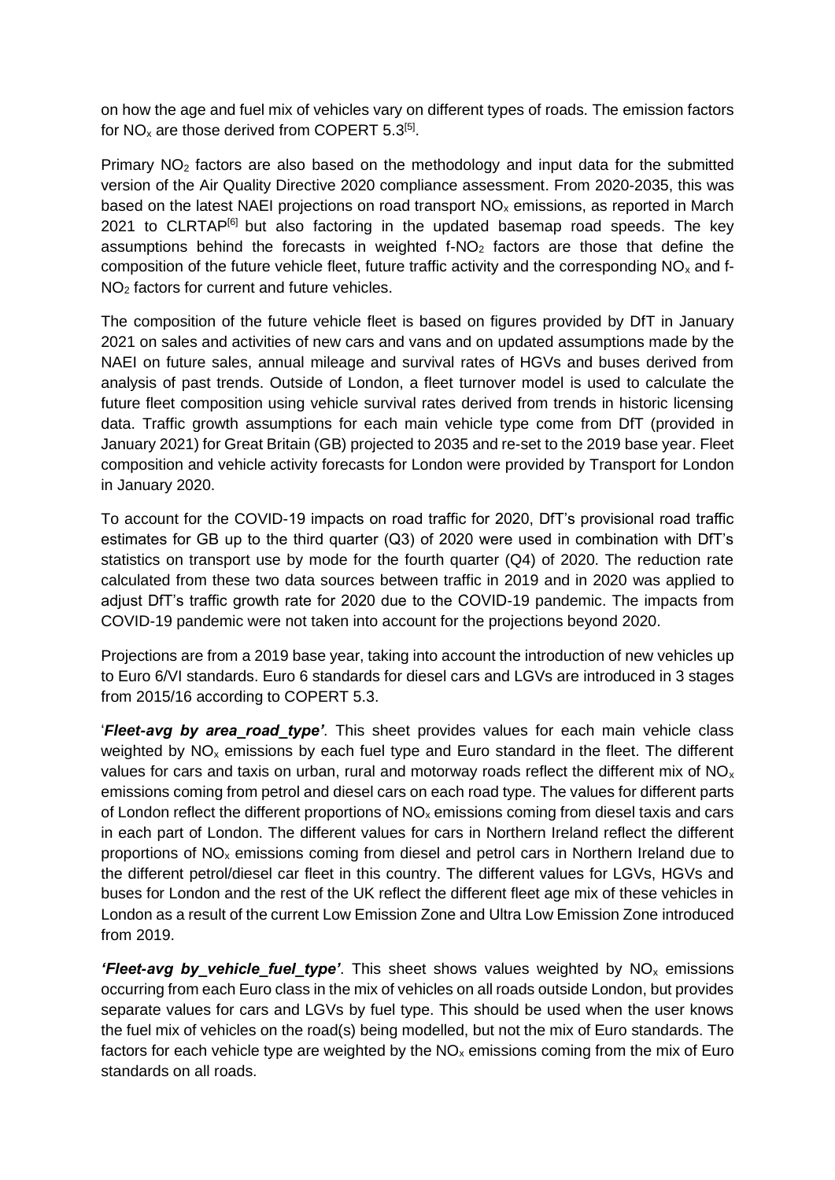on how the age and fuel mix of vehicles vary on different types of roads. The emission factors for $NO_x$ are those derived from COPERT 5.3[5].

Primary $NO_2$ factors are also based on the methodology and input data for the submitted version of the Air Quality Directive 2020 compliance assessment. From 2020-2035, this was based on the latest NAEI projections on road transport $NO_x$ emissions, as reported in March 2021 to CLRTAP[6] but also factoring in the updated basemap road speeds. The key assumptions behind the forecasts in weighted f-$NO_2$ factors are those that define the composition of the future vehicle fleet, future traffic activity and the corresponding $NO_x$ and f-$NO_2$ factors for current and future vehicles.

The composition of the future vehicle fleet is based on figures provided by DfT in January 2021 on sales and activities of new cars and vans and on updated assumptions made by the NAEI on future sales, annual mileage and survival rates of HGVs and buses derived from analysis of past trends. Outside of London, a fleet turnover model is used to calculate the future fleet composition using vehicle survival rates derived from trends in historic licensing data. Traffic growth assumptions for each main vehicle type come from DfT (provided in January 2021) for Great Britain (GB) projected to 2035 and re-set to the 2019 base year. Fleet composition and vehicle activity forecasts for London were provided by Transport for London in January 2020.

To account for the COVID-19 impacts on road traffic for 2020, DfT's provisional road traffic estimates for GB up to the third quarter (Q3) of 2020 were used in combination with DfT's statistics on transport use by mode for the fourth quarter (Q4) of 2020. The reduction rate calculated from these two data sources between traffic in 2019 and in 2020 was applied to adjust DfT's traffic growth rate for 2020 due to the COVID-19 pandemic. The impacts from COVID-19 pandemic were not taken into account for the projections beyond 2020.

Projections are from a 2019 base year, taking into account the introduction of new vehicles up to Euro 6/VI standards. Euro 6 standards for diesel cars and LGVs are introduced in 3 stages from 2015/16 according to COPERT 5.3.

'***Fleet-avg by area_road_type***'. This sheet provides values for each main vehicle class weighted by $NO_x$ emissions by each fuel type and Euro standard in the fleet. The different values for cars and taxis on urban, rural and motorway roads reflect the different mix of $NO_x$ emissions coming from petrol and diesel cars on each road type. The values for different parts of London reflect the different proportions of $NO_x$ emissions coming from diesel taxis and cars in each part of London. The different values for cars in Northern Ireland reflect the different proportions of $NO_x$ emissions coming from diesel and petrol cars in Northern Ireland due to the different petrol/diesel car fleet in this country. The different values for LGVs, HGVs and buses for London and the rest of the UK reflect the different fleet age mix of these vehicles in London as a result of the current Low Emission Zone and Ultra Low Emission Zone introduced from 2019.

***'Fleet-avg by_vehicle_fuel_type'***. This sheet shows values weighted by $NO_x$ emissions occurring from each Euro class in the mix of vehicles on all roads outside London, but provides separate values for cars and LGVs by fuel type. This should be used when the user knows the fuel mix of vehicles on the road(s) being modelled, but not the mix of Euro standards. The factors for each vehicle type are weighted by the $NO_x$ emissions coming from the mix of Euro standards on all roads.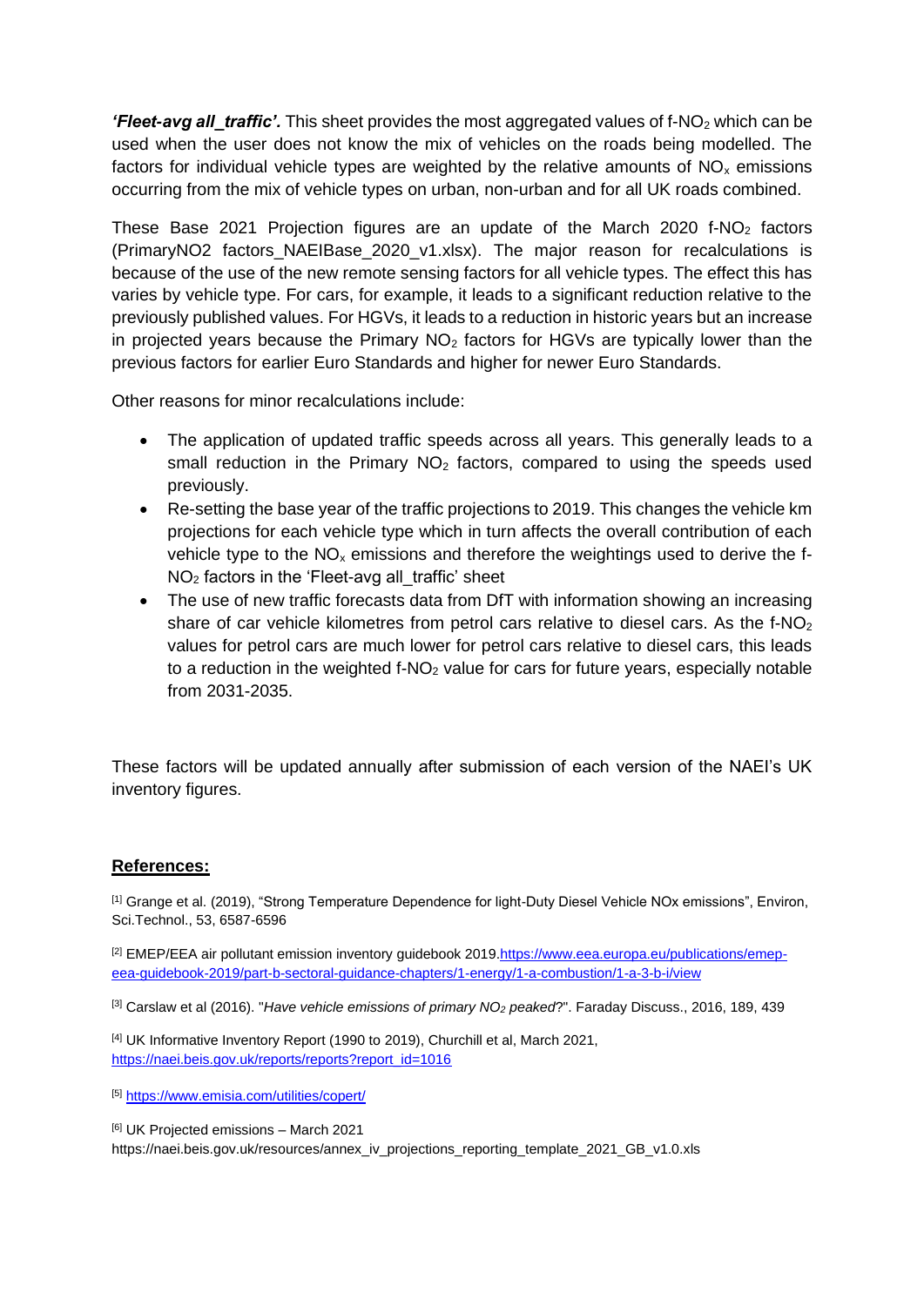***'Fleet-avg all_traffic'.*** This sheet provides the most aggregated values of f-$NO_2$ which can be used when the user does not know the mix of vehicles on the roads being modelled. The factors for individual vehicle types are weighted by the relative amounts of $NO_x$ emissions occurring from the mix of vehicle types on urban, non-urban and for all UK roads combined.

These Base 2021 Projection figures are an update of the March 2020 f-$NO_2$ factors (PrimaryNO2 factors_NAEIBase_2020_v1.xlsx). The major reason for recalculations is because of the use of the new remote sensing factors for all vehicle types. The effect this has varies by vehicle type. For cars, for example, it leads to a significant reduction relative to the previously published values. For HGVs, it leads to a reduction in historic years but an increase in projected years because the Primary $NO_2$ factors for HGVs are typically lower than the previous factors for earlier Euro Standards and higher for newer Euro Standards.

Other reasons for minor recalculations include:

- The application of updated traffic speeds across all years. This generally leads to a small reduction in the Primary $NO_2$ factors, compared to using the speeds used previously.
- Re-setting the base year of the traffic projections to 2019. This changes the vehicle km projections for each vehicle type which in turn affects the overall contribution of each vehicle type to the $NO_x$ emissions and therefore the weightings used to derive the f-$NO_2$ factors in the 'Fleet-avg all_traffic' sheet
- The use of new traffic forecasts data from DfT with information showing an increasing share of car vehicle kilometres from petrol cars relative to diesel cars. As the f-$NO_2$ values for petrol cars are much lower for petrol cars relative to diesel cars, this leads to a reduction in the weighted f-$NO_2$ value for cars for future years, especially notable from 2031-2035.

These factors will be updated annually after submission of each version of the NAEI's UK inventory figures.

**References:**

[1] Grange et al. (2019), "Strong Temperature Dependence for light-Duty Diesel Vehicle NOx emissions", Environ, Sci.Technol., 53, 6587-6596

[2] EMEP/EEA air pollutant emission inventory guidebook 2019.https://www.eea.europa.eu/publications/emep-eea-guidebook-2019/part-b-sectoral-guidance-chapters/1-energy/1-a-combustion/1-a-3-b-i/view

[3] Carslaw et al (2016). "*Have vehicle emissions of primary $NO_2$ peaked*?". Faraday Discuss., 2016, 189, 439

[4] UK Informative Inventory Report (1990 to 2019), Churchill et al, March 2021, https://naei.beis.gov.uk/reports/reports?report_id=1016

[5] https://www.emisia.com/utilities/copert/

[6] UK Projected emissions – March 2021 https://naei.beis.gov.uk/resources/annex_iv_projections_reporting_template_2021_GB_v1.0.xls